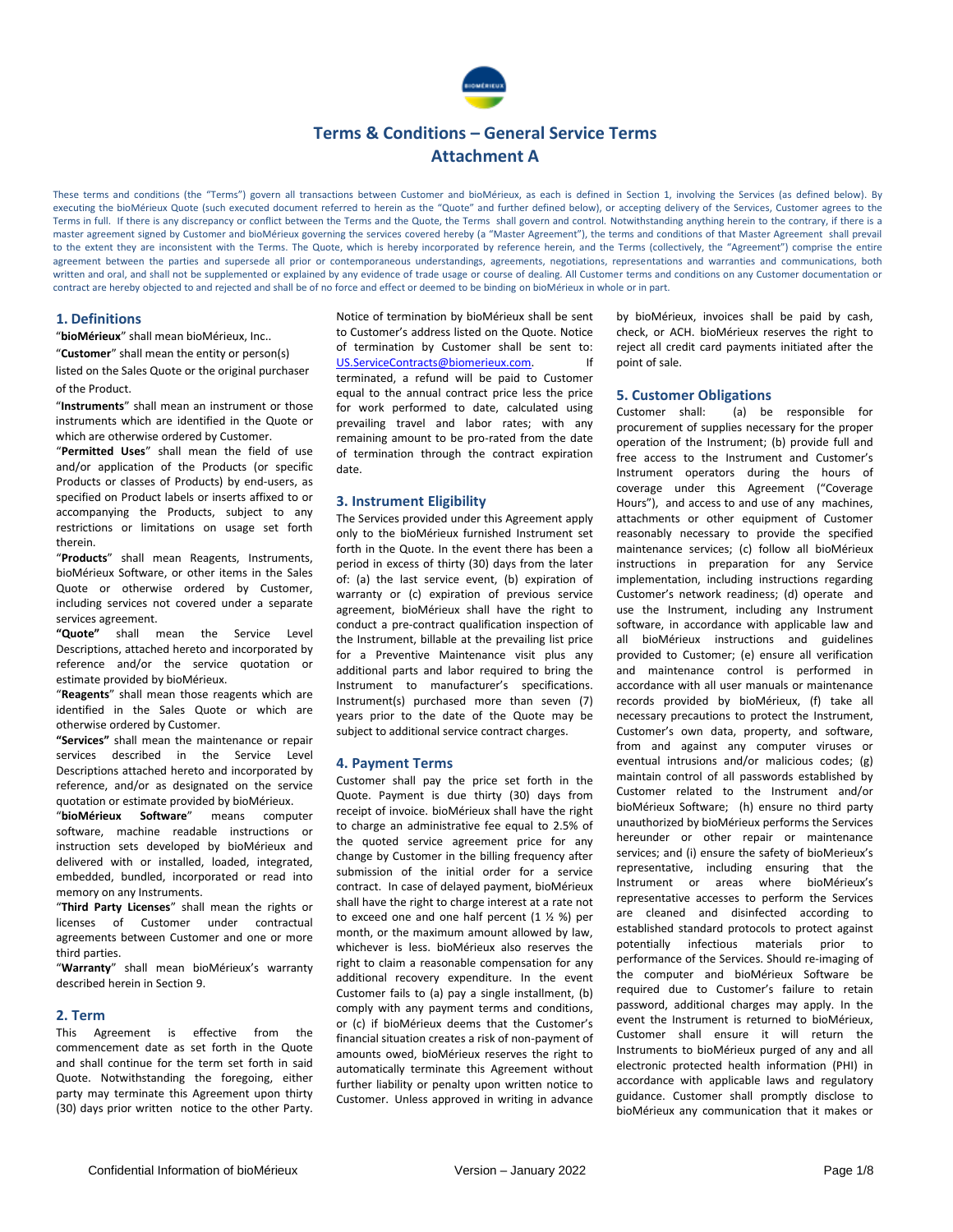# Terms & Conditions – General Service Terms

## Attachment A

These terms and conditions (the "Terms") govern all transactions between Customer and bioMérieux, as each is defined in Section 1, involving the Services (as defined below). By executing the bioMérieux Quote (such executed document referred to herein as the "Quote" and further defined below), or accepting delivery of the Services, Customer agrees to the Terms in full. If there is any discrepancy or conflict between the Terms and the Quote, the Terms shall govern and control. Notwithstanding anything herein to the contrary, if there is a master agreement signed by Customer and bioMérieux governing the services covered hereby (a "Master Agreement"), the terms and conditions of that Master Agreement shall prevail to the extent they are inconsistent with the Terms. The Quote, which is hereby incorporated by reference herein, and the Terms (collectively, the "Agreement") comprise the entire agreement between the parties and supersede all prior or contemporaneous understandings, agreements, negotiations, representations and warranties and communications, both written and oral, and shall not be supplemented or explained by any evidence of trade usage or course of dealing. All Customer terms and conditions on any Customer documentation or contract are hereby objected to and rejected and shall be of no force and effect or deemed to be binding on bioMérieux in whole or in part.

## 1. Definitions

"**bioMérieux**" shall mean bioMérieux, Inc..

"**Customer**" shall mean the entity or person(s) listed on the Sales Quote or the original purchaser of the Product.

"**Instruments**" shall mean an instrument or those instruments which are identified in the Quote or which are otherwise ordered by Customer.

"**Permitted Uses**" shall mean the field of use and/or application of the Products (or specific Products or classes of Products) by end-users, as specified on Product labels or inserts affixed to or accompanying the Products, subject to any restrictions or limitations on usage set forth therein.

"**Products**" shall mean Reagents, Instruments, bioMérieux Software, or other items in the Sales Quote or otherwise ordered by Customer, including services not covered under a separate services agreement.

**"Quote"** shall mean the Service Level Descriptions, attached hereto and incorporated by reference and/or the service quotation or estimate provided by bioMérieux.

"**Reagents**" shall mean those reagents which are identified in the Sales Quote or which are otherwise ordered by Customer.

**"Services"** shall mean the maintenance or repair services described in the Service Level Descriptions attached hereto and incorporated by reference, and/or as designated on the service quotation or estimate provided by bioMérieux.

"**bioMérieux Software**" means computer software, machine readable instructions or instruction sets developed by bioMérieux and delivered with or installed, loaded, integrated, embedded, bundled, incorporated or read into memory on any Instruments.

"**Third Party Licenses**" shall mean the rights or licenses of Customer under contractual agreements between Customer and one or more third parties.

"**Warranty**" shall mean bioMérieux's warranty described herein in Section 9.

## 2. Term

This Agreement is effective from the commencement date as set forth in the Quote and shall continue for the term set forth in said Quote. Notwithstanding the foregoing, either party may terminate this Agreement upon thirty (30) days prior written notice to the other Party. Notice of termination by bioMérieux shall be sent to Customer's address listed on the Quote. Notice of termination by Customer shall be sent to: US.ServiceContracts@biomerieux.com. If terminated, a refund will be paid to Customer equal to the annual contract price less the price for work performed to date, calculated using prevailing travel and labor rates; with any remaining amount to be pro-rated from the date of termination through the contract expiration date.

## 3. Instrument Eligibility

The Services provided under this Agreement apply only to the bioMérieux furnished Instrument set forth in the Quote. In the event there has been a period in excess of thirty (30) days from the later of: (a) the last service event, (b) expiration of warranty or (c) expiration of previous service agreement, bioMérieux shall have the right to conduct a pre-contract qualification inspection of the Instrument, billable at the prevailing list price for a Preventive Maintenance visit plus any additional parts and labor required to bring the Instrument to manufacturer's specifications. Instrument(s) purchased more than seven (7) years prior to the date of the Quote may be subject to additional service contract charges.

## 4. Payment Terms

Customer shall pay the price set forth in the Quote. Payment is due thirty (30) days from receipt of invoice. bioMérieux shall have the right to charge an administrative fee equal to 2.5% of the quoted service agreement price for any change by Customer in the billing frequency after submission of the initial order for a service contract. In case of delayed payment, bioMérieux shall have the right to charge interest at a rate not to exceed one and one half percent (1 ½ %) per month, or the maximum amount allowed by law, whichever is less. bioMérieux also reserves the right to claim a reasonable compensation for any additional recovery expenditure. In the event Customer fails to (a) pay a single installment, (b) comply with any payment terms and conditions, or (c) if bioMérieux deems that the Customer's financial situation creates a risk of non-payment of amounts owed, bioMérieux reserves the right to automatically terminate this Agreement without further liability or penalty upon written notice to Customer. Unless approved in writing in advance by bioMérieux, invoices shall be paid by cash, check, or ACH. bioMérieux reserves the right to reject all credit card payments initiated after the point of sale.

## 5. Customer Obligations

Customer shall: (a) be responsible for procurement of supplies necessary for the proper operation of the Instrument; (b) provide full and free access to the Instrument and Customer's Instrument operators during the hours of coverage under this Agreement ("Coverage Hours"), and access to and use of any machines, attachments or other equipment of Customer reasonably necessary to provide the specified maintenance services; (c) follow all bioMérieux instructions in preparation for any Service implementation, including instructions regarding Customer's network readiness; (d) operate and use the Instrument, including any Instrument software, in accordance with applicable law and all bioMérieux instructions and guidelines provided to Customer; (e) ensure all verification and maintenance control is performed in accordance with all user manuals or maintenance records provided by bioMérieux, (f) take all necessary precautions to protect the Instrument, Customer's own data, property, and software, from and against any computer viruses or eventual intrusions and/or malicious codes; (g) maintain control of all passwords established by Customer related to the Instrument and/or bioMérieux Software; (h) ensure no third party unauthorized by bioMérieux performs the Services hereunder or other repair or maintenance services; and (i) ensure the safety of bioMerieux's representative, including ensuring that the Instrument or areas where bioMérieux's representative accesses to perform the Services are cleaned and disinfected according to established standard protocols to protect against potentially infectious materials prior to performance of the Services. Should re-imaging of the computer and bioMérieux Software be required due to Customer's failure to retain password, additional charges may apply. In the event the Instrument is returned to bioMérieux, Customer shall ensure it will return the Instruments to bioMérieux purged of any and all electronic protected health information (PHI) in accordance with applicable laws and regulatory guidance. Customer shall promptly disclose to bioMérieux any communication that it makes or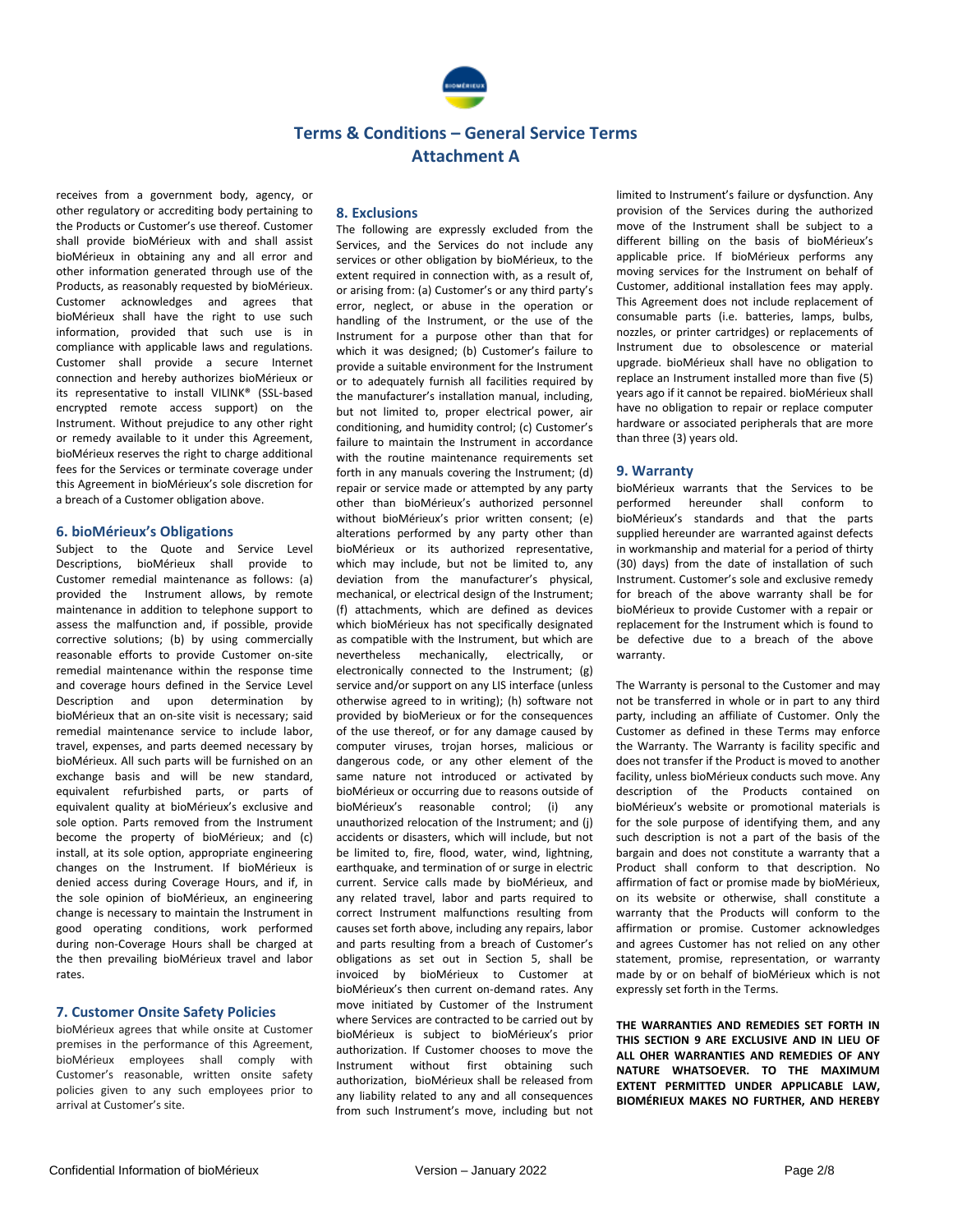# Terms & Conditions – General Service Terms
# Attachment A

receives from a government body, agency, or other regulatory or accrediting body pertaining to the Products or Customer's use thereof. Customer shall provide bioMérieux with and shall assist bioMérieux in obtaining any and all error and other information generated through use of the Products, as reasonably requested by bioMérieux. Customer acknowledges and agrees that bioMérieux shall have the right to use such information, provided that such use is in compliance with applicable laws and regulations. Customer shall provide a secure Internet connection and hereby authorizes bioMérieux or its representative to install VILINK® (SSL-based encrypted remote access support) on the Instrument. Without prejudice to any other right or remedy available to it under this Agreement, bioMérieux reserves the right to charge additional fees for the Services or terminate coverage under this Agreement in bioMérieux's sole discretion for a breach of a Customer obligation above.

## 6. bioMérieux's Obligations

Subject to the Quote and Service Level Descriptions, bioMérieux shall provide to Customer remedial maintenance as follows: (a) provided the Instrument allows, by remote maintenance in addition to telephone support to assess the malfunction and, if possible, provide corrective solutions; (b) by using commercially reasonable efforts to provide Customer on-site remedial maintenance within the response time and coverage hours defined in the Service Level Description and upon determination by bioMérieux that an on-site visit is necessary; said remedial maintenance service to include labor, travel, expenses, and parts deemed necessary by bioMérieux. All such parts will be furnished on an exchange basis and will be new standard, equivalent refurbished parts, or parts of equivalent quality at bioMérieux's exclusive and sole option. Parts removed from the Instrument become the property of bioMérieux; and (c) install, at its sole option, appropriate engineering changes on the Instrument. If bioMérieux is denied access during Coverage Hours, and if, in the sole opinion of bioMérieux, an engineering change is necessary to maintain the Instrument in good operating conditions, work performed during non-Coverage Hours shall be charged at the then prevailing bioMérieux travel and labor rates.

## 7. Customer Onsite Safety Policies

bioMérieux agrees that while onsite at Customer premises in the performance of this Agreement, bioMérieux employees shall comply with Customer's reasonable, written onsite safety policies given to any such employees prior to arrival at Customer's site.

## 8. Exclusions

The following are expressly excluded from the Services, and the Services do not include any services or other obligation by bioMérieux, to the extent required in connection with, as a result of, or arising from: (a) Customer's or any third party's error, neglect, or abuse in the operation or handling of the Instrument, or the use of the Instrument for a purpose other than that for which it was designed; (b) Customer's failure to provide a suitable environment for the Instrument or to adequately furnish all facilities required by the manufacturer's installation manual, including, but not limited to, proper electrical power, air conditioning, and humidity control; (c) Customer's failure to maintain the Instrument in accordance with the routine maintenance requirements set forth in any manuals covering the Instrument; (d) repair or service made or attempted by any party other than bioMérieux's authorized personnel without bioMérieux's prior written consent; (e) alterations performed by any party other than bioMérieux or its authorized representative, which may include, but not be limited to, any deviation from the manufacturer's physical, mechanical, or electrical design of the Instrument; (f) attachments, which are defined as devices which bioMérieux has not specifically designated as compatible with the Instrument, but which are nevertheless mechanically, electrically, or electronically connected to the Instrument; (g) service and/or support on any LIS interface (unless otherwise agreed to in writing); (h) software not provided by bioMérieux or for the consequences of the use thereof, or for any damage caused by computer viruses, trojan horses, malicious or dangerous code, or any other element of the same nature not introduced or activated by bioMérieux or occurring due to reasons outside of bioMérieux's reasonable control; (i) any unauthorized relocation of the Instrument; and (j) accidents or disasters, which will include, but not be limited to, fire, flood, water, wind, lightning, earthquake, and termination of or surge in electric current. Service calls made by bioMérieux, and any related travel, labor and parts required to correct Instrument malfunctions resulting from causes set forth above, including any repairs, labor and parts resulting from a breach of Customer's obligations as set out in Section 5, shall be invoiced by bioMérieux to Customer at bioMérieux's then current on-demand rates. Any move initiated by Customer of the Instrument where Services are contracted to be carried out by bioMérieux is subject to bioMérieux's prior authorization. If Customer chooses to move the Instrument without first obtaining such authorization, bioMérieux shall be released from any liability related to any and all consequences from such Instrument's move, including but not limited to Instrument's failure or dysfunction. Any provision of the Services during the authorized move of the Instrument shall be subject to a different billing on the basis of bioMérieux's applicable price. If bioMérieux performs any moving services for the Instrument on behalf of Customer, additional installation fees may apply. This Agreement does not include replacement of consumable parts (i.e. batteries, lamps, bulbs, nozzles, or printer cartridges) or replacements of Instrument due to obsolescence or material upgrade. bioMérieux shall have no obligation to replace an Instrument installed more than five (5) years ago if it cannot be repaired. bioMérieux shall have no obligation to repair or replace computer hardware or associated peripherals that are more than three (3) years old.

## 9. Warranty

bioMérieux warrants that the Services to be performed hereunder shall conform to bioMérieux's standards and that the parts supplied hereunder are warranted against defects in workmanship and material for a period of thirty (30) days from the date of installation of such Instrument. Customer's sole and exclusive remedy for breach of the above warranty shall be for bioMérieux to provide Customer with a repair or replacement for the Instrument which is found to be defective due to a breach of the above warranty.

The Warranty is personal to the Customer and may not be transferred in whole or in part to any third party, including an affiliate of Customer. Only the Customer as defined in these Terms may enforce the Warranty. The Warranty is facility specific and does not transfer if the Product is moved to another facility, unless bioMérieux conducts such move. Any description of the Products contained on bioMérieux's website or promotional materials is for the sole purpose of identifying them, and any such description is not a part of the basis of the bargain and does not constitute a warranty that a Product shall conform to that description. No affirmation of fact or promise made by bioMérieux, on its website or otherwise, shall constitute a warranty that the Products will conform to the affirmation or promise. Customer acknowledges and agrees Customer has not relied on any other statement, promise, representation, or warranty made by or on behalf of bioMérieux which is not expressly set forth in the Terms.

**THE WARRANTIES AND REMEDIES SET FORTH IN THIS SECTION 9 ARE EXCLUSIVE AND IN LIEU OF ALL OHER WARRANTIES AND REMEDIES OF ANY NATURE WHATSOEVER. TO THE MAXIMUM EXTENT PERMITTED UNDER APPLICABLE LAW, BIOMÉRIEUX MAKES NO FURTHER, AND HEREBY**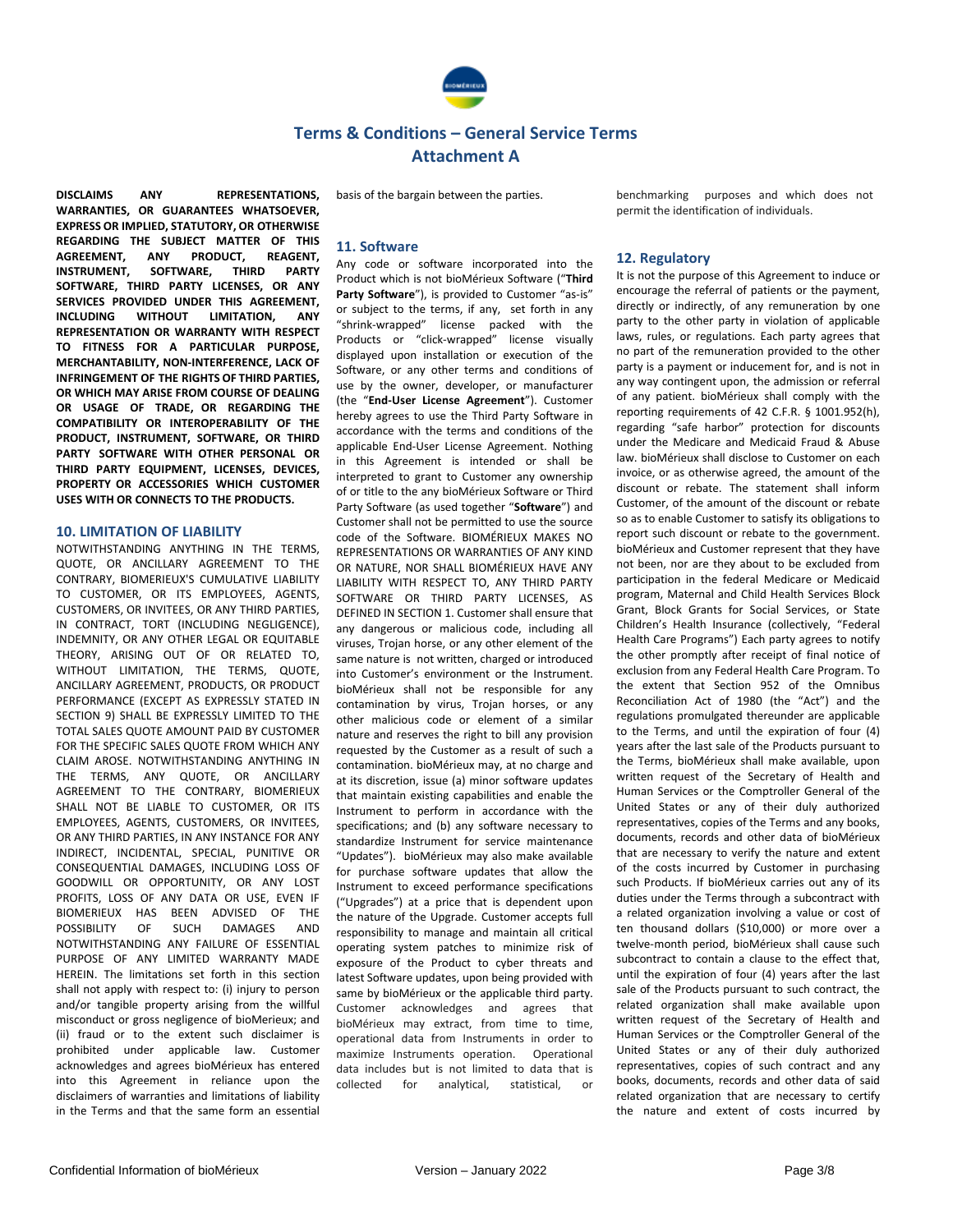# Terms & Conditions – General Service Terms
## Attachment A

**DISCLAIMS ANY REPRESENTATIONS, WARRANTIES, OR GUARANTEES WHATSOEVER, EXPRESS OR IMPLIED, STATUTORY, OR OTHERWISE REGARDING THE SUBJECT MATTER OF THIS AGREEMENT, ANY PRODUCT, REAGENT, INSTRUMENT, SOFTWARE, THIRD PARTY SOFTWARE, THIRD PARTY LICENSES, OR ANY SERVICES PROVIDED UNDER THIS AGREEMENT, INCLUDING WITHOUT LIMITATION, ANY REPRESENTATION OR WARRANTY WITH RESPECT TO FITNESS FOR A PARTICULAR PURPOSE, MERCHANTABILITY, NON-INTERFERENCE, LACK OF INFRINGEMENT OF THE RIGHTS OF THIRD PARTIES, OR WHICH MAY ARISE FROM COURSE OF DEALING OR USAGE OF TRADE, OR REGARDING THE COMPATIBILITY OR INTEROPERABILITY OF THE PRODUCT, INSTRUMENT, SOFTWARE, OR THIRD PARTY SOFTWARE WITH OTHER PERSONAL OR THIRD PARTY EQUIPMENT, LICENSES, DEVICES, PROPERTY OR ACCESSORIES WHICH CUSTOMER USES WITH OR CONNECTS TO THE PRODUCTS.**

### 10. LIMITATION OF LIABILITY

NOTWITHSTANDING ANYTHING IN THE TERMS, QUOTE, OR ANCILLARY AGREEMENT TO THE CONTRARY, BIOMERIEUX'S CUMULATIVE LIABILITY TO CUSTOMER, OR ITS EMPLOYEES, AGENTS, CUSTOMERS, OR INVITEES, OR ANY THIRD PARTIES, IN CONTRACT, TORT (INCLUDING NEGLIGENCE), INDEMNITY, OR ANY OTHER LEGAL OR EQUITABLE THEORY, ARISING OUT OF OR RELATED TO, WITHOUT LIMITATION, THE TERMS, QUOTE, ANCILLARY AGREEMENT, PRODUCTS, OR PRODUCT PERFORMANCE (EXCEPT AS EXPRESSLY STATED IN SECTION 9) SHALL BE EXPRESSLY LIMITED TO THE TOTAL SALES QUOTE AMOUNT PAID BY CUSTOMER FOR THE SPECIFIC SALES QUOTE FROM WHICH ANY CLAIM AROSE. NOTWITHSTANDING ANYTHING IN THE TERMS, ANY QUOTE, OR ANCILLARY AGREEMENT TO THE CONTRARY, BIOMERIEUX SHALL NOT BE LIABLE TO CUSTOMER, OR ITS EMPLOYEES, AGENTS, CUSTOMERS, OR INVITEES, OR ANY THIRD PARTIES, IN ANY INSTANCE FOR ANY INDIRECT, INCIDENTAL, SPECIAL, PUNITIVE OR CONSEQUENTIAL DAMAGES, INCLUDING LOSS OF GOODWILL OR OPPORTUNITY, OR ANY LOST PROFITS, LOSS OF ANY DATA OR USE, EVEN IF BIOMERIEUX HAS BEEN ADVISED OF THE POSSIBILITY OF SUCH DAMAGES AND NOTWITHSTANDING ANY FAILURE OF ESSENTIAL PURPOSE OF ANY LIMITED WARRANTY MADE HEREIN. The limitations set forth in this section shall not apply with respect to: (i) injury to person and/or tangible property arising from the willful misconduct or gross negligence of bioMerieux; and (ii) fraud or to the extent such disclaimer is prohibited under applicable law. Customer acknowledges and agrees bioMérieux has entered into this Agreement in reliance upon the disclaimers of warranties and limitations of liability in the Terms and that the same form an essential basis of the bargain between the parties.

### 11. Software

Any code or software incorporated into the Product which is not bioMérieux Software ("**Third Party Software**"), is provided to Customer "as-is" or subject to the terms, if any, set forth in any "shrink-wrapped" license packed with the Products or "click-wrapped" license visually displayed upon installation or execution of the Software, or any other terms and conditions of use by the owner, developer, or manufacturer (the "**End-User License Agreement**"). Customer hereby agrees to use the Third Party Software in accordance with the terms and conditions of the applicable End-User License Agreement. Nothing in this Agreement is intended or shall be interpreted to grant to Customer any ownership of or title to the any bioMérieux Software or Third Party Software (as used together "**Software**") and Customer shall not be permitted to use the source code of the Software. BIOMÉRIEUX MAKES NO REPRESENTATIONS OR WARRANTIES OF ANY KIND OR NATURE, NOR SHALL BIOMÉRIEUX HAVE ANY LIABILITY WITH RESPECT TO, ANY THIRD PARTY SOFTWARE OR THIRD PARTY LICENSES, AS DEFINED IN SECTION 1. Customer shall ensure that any dangerous or malicious code, including all viruses, Trojan horse, or any other element of the same nature is not written, charged or introduced into Customer's environment or the Instrument. bioMérieux shall not be responsible for any contamination by virus, Trojan horses, or any other malicious code or element of a similar nature and reserves the right to bill any provision requested by the Customer as a result of such a contamination. bioMérieux may, at no charge and at its discretion, issue (a) minor software updates that maintain existing capabilities and enable the Instrument to perform in accordance with the specifications; and (b) any software necessary to standardize Instrument for service maintenance "Updates"). bioMérieux may also make available for purchase software updates that allow the Instrument to exceed performance specifications ("Upgrades") at a price that is dependent upon the nature of the Upgrade. Customer accepts full responsibility to manage and maintain all critical operating system patches to minimize risk of exposure of the Product to cyber threats and latest Software updates, upon being provided with same by bioMérieux or the applicable third party. Customer acknowledges and agrees that bioMérieux may extract, from time to time, operational data from Instruments in order to maximize Instruments operation. Operational data includes but is not limited to data that is collected for analytical, statistical, or benchmarking purposes and which does not permit the identification of individuals.

### 12. Regulatory

It is not the purpose of this Agreement to induce or encourage the referral of patients or the payment, directly or indirectly, of any remuneration by one party to the other party in violation of applicable laws, rules, or regulations. Each party agrees that no part of the remuneration provided to the other party is a payment or inducement for, and is not in any way contingent upon, the admission or referral of any patient. bioMérieux shall comply with the reporting requirements of 42 C.F.R. § 1001.952(h), regarding "safe harbor" protection for discounts under the Medicare and Medicaid Fraud & Abuse law. bioMérieux shall disclose to Customer on each invoice, or as otherwise agreed, the amount of the discount or rebate. The statement shall inform Customer, of the amount of the discount or rebate so as to enable Customer to satisfy its obligations to report such discount or rebate to the government. bioMérieux and Customer represent that they have not been, nor are they about to be excluded from participation in the federal Medicare or Medicaid program, Maternal and Child Health Services Block Grant, Block Grants for Social Services, or State Children's Health Insurance (collectively, "Federal Health Care Programs") Each party agrees to notify the other promptly after receipt of final notice of exclusion from any Federal Health Care Program. To the extent that Section 952 of the Omnibus Reconciliation Act of 1980 (the "Act") and the regulations promulgated thereunder are applicable to the Terms, and until the expiration of four (4) years after the last sale of the Products pursuant to the Terms, bioMérieux shall make available, upon written request of the Secretary of Health and Human Services or the Comptroller General of the United States or any of their duly authorized representatives, copies of the Terms and any books, documents, records and other data of bioMérieux that are necessary to verify the nature and extent of the costs incurred by Customer in purchasing such Products. If bioMérieux carries out any of its duties under the Terms through a subcontract with a related organization involving a value or cost of ten thousand dollars ($10,000) or more over a twelve-month period, bioMérieux shall cause such subcontract to contain a clause to the effect that, until the expiration of four (4) years after the last sale of the Products pursuant to such contract, the related organization shall make available upon written request of the Secretary of Health and Human Services or the Comptroller General of the United States or any of their duly authorized representatives, copies of such contract and any books, documents, records and other data of said related organization that are necessary to certify the nature and extent of costs incurred by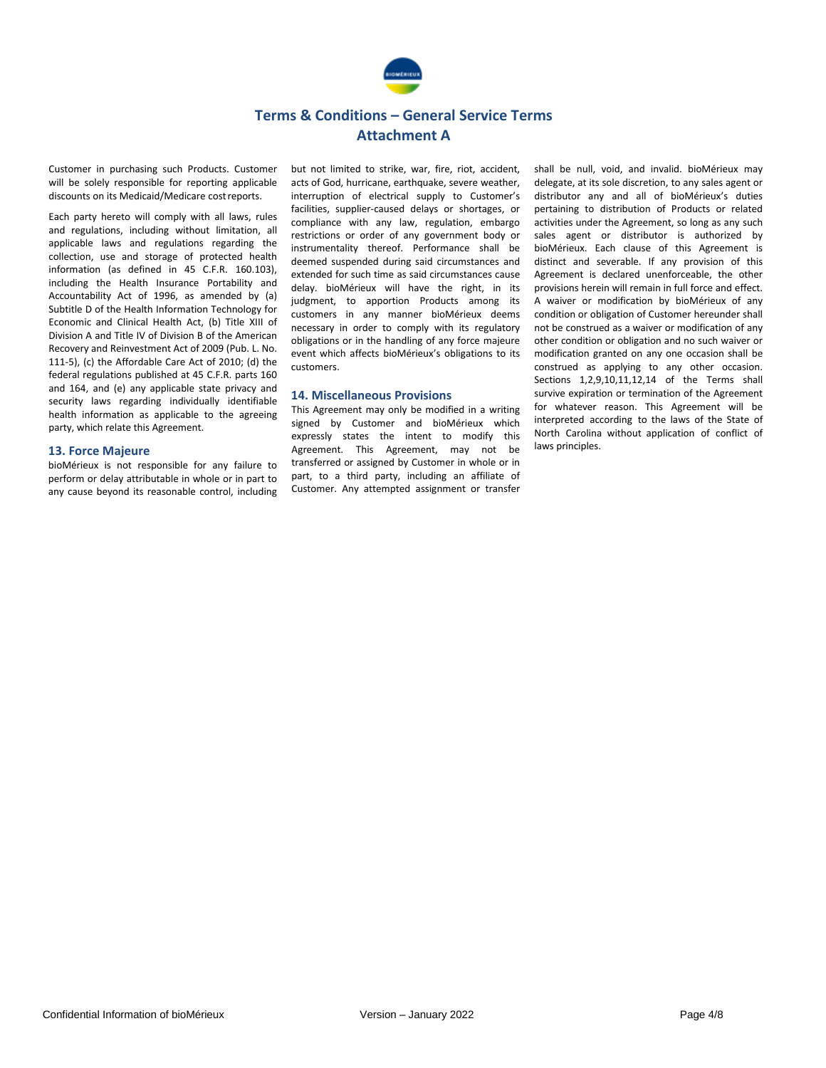# Terms & Conditions – General Service Terms

## Attachment A

Customer in purchasing such Products. Customer will be solely responsible for reporting applicable discounts on its Medicaid/Medicare cost reports.

Each party hereto will comply with all laws, rules and regulations, including without limitation, all applicable laws and regulations regarding the collection, use and storage of protected health information (as defined in 45 C.F.R. 160.103), including the Health Insurance Portability and Accountability Act of 1996, as amended by (a) Subtitle D of the Health Information Technology for Economic and Clinical Health Act, (b) Title XIII of Division A and Title IV of Division B of the American Recovery and Reinvestment Act of 2009 (Pub. L. No. 111-5), (c) the Affordable Care Act of 2010; (d) the federal regulations published at 45 C.F.R. parts 160 and 164, and (e) any applicable state privacy and security laws regarding individually identifiable health information as applicable to the agreeing party, which relate this Agreement.

### 13. Force Majeure

bioMérieux is not responsible for any failure to perform or delay attributable in whole or in part to any cause beyond its reasonable control, including but not limited to strike, war, fire, riot, accident, acts of God, hurricane, earthquake, severe weather, interruption of electrical supply to Customer's facilities, supplier-caused delays or shortages, or compliance with any law, regulation, embargo restrictions or order of any government body or instrumentality thereof. Performance shall be deemed suspended during said circumstances and extended for such time as said circumstances cause delay. bioMérieux will have the right, in its judgment, to apportion Products among its customers in any manner bioMérieux deems necessary in order to comply with its regulatory obligations or in the handling of any force majeure event which affects bioMérieux's obligations to its customers.

### 14. Miscellaneous Provisions

This Agreement may only be modified in a writing signed by Customer and bioMérieux which expressly states the intent to modify this Agreement. This Agreement, may not be transferred or assigned by Customer in whole or in part, to a third party, including an affiliate of Customer. Any attempted assignment or transfer shall be null, void, and invalid. bioMérieux may delegate, at its sole discretion, to any sales agent or distributor any and all of bioMérieux's duties pertaining to distribution of Products or related activities under the Agreement, so long as any such sales agent or distributor is authorized by bioMérieux. Each clause of this Agreement is distinct and severable. If any provision of this Agreement is declared unenforceable, the other provisions herein will remain in full force and effect. A waiver or modification by bioMérieux of any condition or obligation of Customer hereunder shall not be construed as a waiver or modification of any other condition or obligation and no such waiver or modification granted on any one occasion shall be construed as applying to any other occasion. Sections 1,2,9,10,11,12,14 of the Terms shall survive expiration or termination of the Agreement for whatever reason. This Agreement will be interpreted according to the laws of the State of North Carolina without application of conflict of laws principles.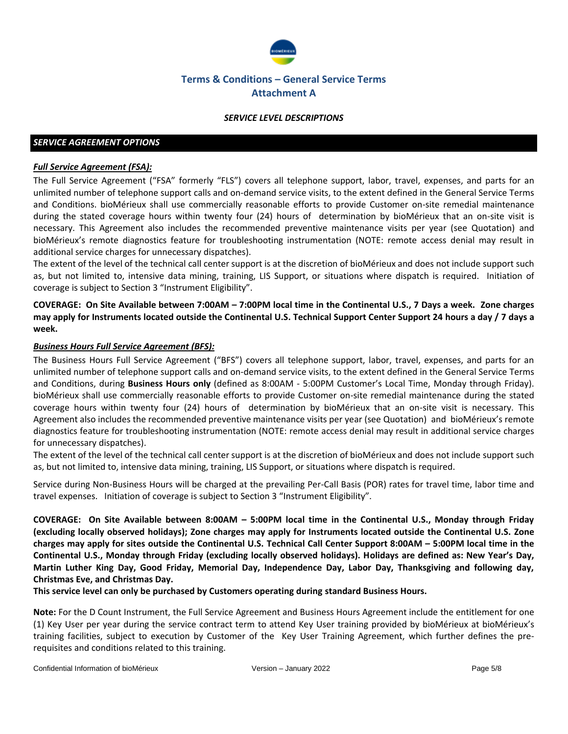# Terms & Conditions – General Service Terms
## Attachment A

***SERVICE LEVEL DESCRIPTIONS***

### *SERVICE AGREEMENT OPTIONS*

***Full Service Agreement (FSA):***

The Full Service Agreement ("FSA" formerly "FLS") covers all telephone support, labor, travel, expenses, and parts for an unlimited number of telephone support calls and on-demand service visits, to the extent defined in the General Service Terms and Conditions. bioMérieux shall use commercially reasonable efforts to provide Customer on-site remedial maintenance during the stated coverage hours within twenty four (24) hours of determination by bioMérieux that an on-site visit is necessary. This Agreement also includes the recommended preventive maintenance visits per year (see Quotation) and bioMérieux's remote diagnostics feature for troubleshooting instrumentation (NOTE: remote access denial may result in additional service charges for unnecessary dispatches).

The extent of the level of the technical call center support is at the discretion of bioMérieux and does not include support such as, but not limited to, intensive data mining, training, LIS Support, or situations where dispatch is required. Initiation of coverage is subject to Section 3 "Instrument Eligibility".

**COVERAGE: On Site Available between 7:00AM – 7:00PM local time in the Continental U.S., 7 Days a week. Zone charges may apply for Instruments located outside the Continental U.S. Technical Support Center Support 24 hours a day / 7 days a week.**

***Business Hours Full Service Agreement (BFS):***

The Business Hours Full Service Agreement ("BFS") covers all telephone support, labor, travel, expenses, and parts for an unlimited number of telephone support calls and on-demand service visits, to the extent defined in the General Service Terms and Conditions, during **Business Hours only** (defined as 8:00AM - 5:00PM Customer's Local Time, Monday through Friday). bioMérieux shall use commercially reasonable efforts to provide Customer on-site remedial maintenance during the stated coverage hours within twenty four (24) hours of determination by bioMérieux that an on-site visit is necessary. This Agreement also includes the recommended preventive maintenance visits per year (see Quotation) and bioMérieux's remote diagnostics feature for troubleshooting instrumentation (NOTE: remote access denial may result in additional service charges for unnecessary dispatches).

The extent of the level of the technical call center support is at the discretion of bioMérieux and does not include support such as, but not limited to, intensive data mining, training, LIS Support, or situations where dispatch is required.

Service during Non-Business Hours will be charged at the prevailing Per-Call Basis (POR) rates for travel time, labor time and travel expenses. Initiation of coverage is subject to Section 3 "Instrument Eligibility".

**COVERAGE: On Site Available between 8:00AM – 5:00PM local time in the Continental U.S., Monday through Friday (excluding locally observed holidays); Zone charges may apply for Instruments located outside the Continental U.S. Zone charges may apply for sites outside the Continental U.S. Technical Call Center Support 8:00AM – 5:00PM local time in the Continental U.S., Monday through Friday (excluding locally observed holidays). Holidays are defined as: New Year's Day, Martin Luther King Day, Good Friday, Memorial Day, Independence Day, Labor Day, Thanksgiving and following day, Christmas Eve, and Christmas Day.**

**This service level can only be purchased by Customers operating during standard Business Hours.**

**Note:** For the D Count Instrument, the Full Service Agreement and Business Hours Agreement include the entitlement for one (1) Key User per year during the service contract term to attend Key User training provided by bioMérieux at bioMérieux's training facilities, subject to execution by Customer of the Key User Training Agreement, which further defines the pre-requisites and conditions related to this training.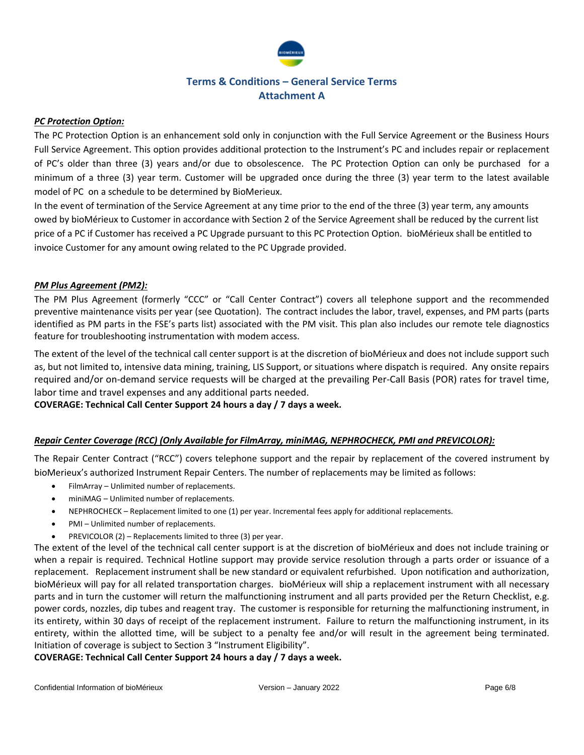## Terms & Conditions – General Service Terms
## Attachment A

***PC Protection Option:***

The PC Protection Option is an enhancement sold only in conjunction with the Full Service Agreement or the Business Hours Full Service Agreement. This option provides additional protection to the Instrument's PC and includes repair or replacement of PC's older than three (3) years and/or due to obsolescence. The PC Protection Option can only be purchased for a minimum of a three (3) year term. Customer will be upgraded once during the three (3) year term to the latest available model of PC on a schedule to be determined by BioMerieux.

In the event of termination of the Service Agreement at any time prior to the end of the three (3) year term, any amounts owed by bioMérieux to Customer in accordance with Section 2 of the Service Agreement shall be reduced by the current list price of a PC if Customer has received a PC Upgrade pursuant to this PC Protection Option. bioMérieux shall be entitled to invoice Customer for any amount owing related to the PC Upgrade provided.

***PM Plus Agreement (PM2):***

The PM Plus Agreement (formerly "CCC" or "Call Center Contract") covers all telephone support and the recommended preventive maintenance visits per year (see Quotation). The contract includes the labor, travel, expenses, and PM parts (parts identified as PM parts in the FSE's parts list) associated with the PM visit. This plan also includes our remote tele diagnostics feature for troubleshooting instrumentation with modem access.

The extent of the level of the technical call center support is at the discretion of bioMérieux and does not include support such as, but not limited to, intensive data mining, training, LIS Support, or situations where dispatch is required. Any onsite repairs required and/or on-demand service requests will be charged at the prevailing Per-Call Basis (POR) rates for travel time, labor time and travel expenses and any additional parts needed.

**COVERAGE: Technical Call Center Support 24 hours a day / 7 days a week.**

***Repair Center Coverage (RCC) (Only Available for FilmArray, miniMAG, NEPHROCHECK, PMI and PREVICOLOR):***

The Repair Center Contract ("RCC") covers telephone support and the repair by replacement of the covered instrument by bioMerieux's authorized Instrument Repair Centers. The number of replacements may be limited as follows:

- FilmArray – Unlimited number of replacements.
- miniMAG – Unlimited number of replacements.
- NEPHROCHECK – Replacement limited to one (1) per year. Incremental fees apply for additional replacements.
- PMI – Unlimited number of replacements.
- PREVICOLOR (2) – Replacements limited to three (3) per year.

The extent of the level of the technical call center support is at the discretion of bioMérieux and does not include training or when a repair is required. Technical Hotline support may provide service resolution through a parts order or issuance of a replacement. Replacement instrument shall be new standard or equivalent refurbished. Upon notification and authorization, bioMérieux will pay for all related transportation charges. bioMérieux will ship a replacement instrument with all necessary parts and in turn the customer will return the malfunctioning instrument and all parts provided per the Return Checklist, e.g. power cords, nozzles, dip tubes and reagent tray. The customer is responsible for returning the malfunctioning instrument, in its entirety, within 30 days of receipt of the replacement instrument. Failure to return the malfunctioning instrument, in its entirety, within the allotted time, will be subject to a penalty fee and/or will result in the agreement being terminated. Initiation of coverage is subject to Section 3 "Instrument Eligibility".

**COVERAGE: Technical Call Center Support 24 hours a day / 7 days a week.**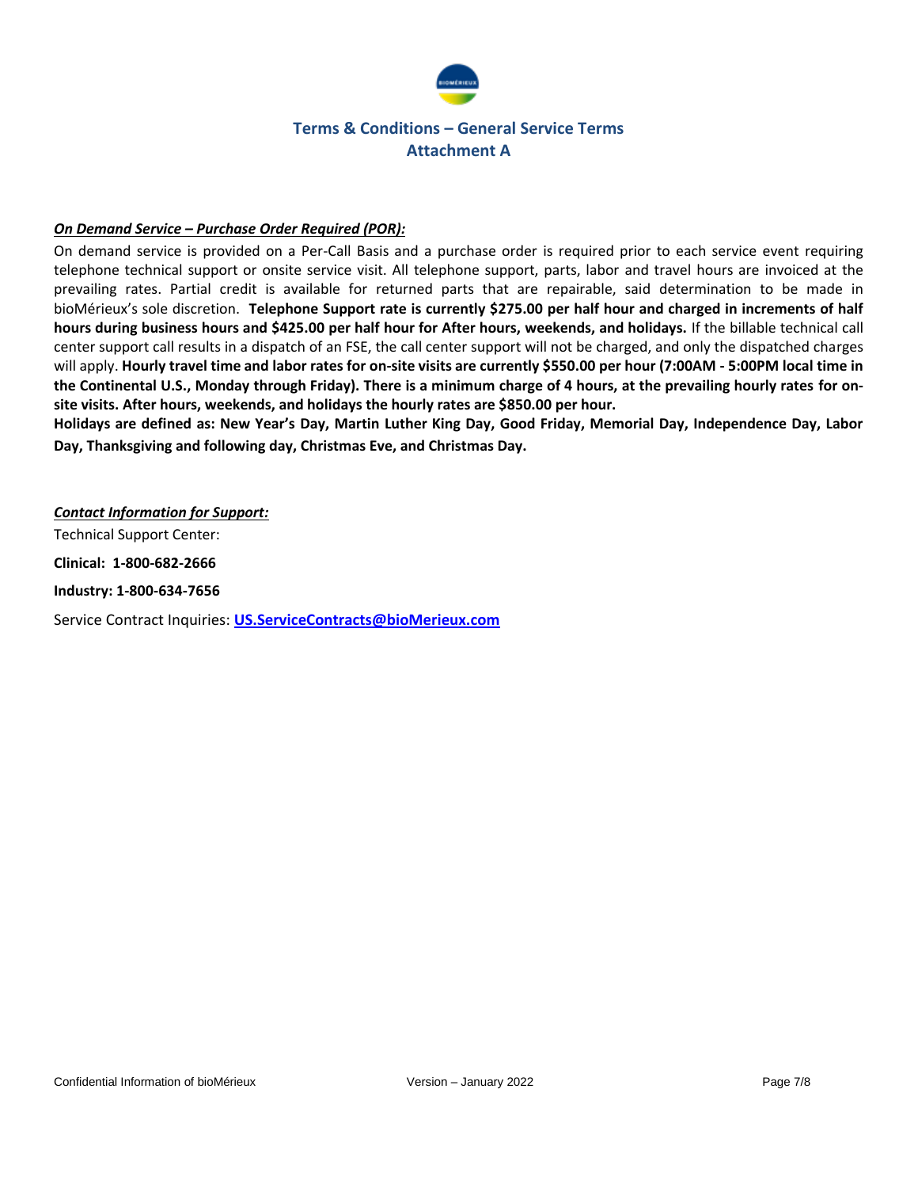# Terms & Conditions – General Service Terms
## Attachment A

***On Demand Service – Purchase Order Required (POR):***

On demand service is provided on a Per-Call Basis and a purchase order is required prior to each service event requiring telephone technical support or onsite service visit. All telephone support, parts, labor and travel hours are invoiced at the prevailing rates. Partial credit is available for returned parts that are repairable, said determination to be made in bioMérieux's sole discretion. **Telephone Support rate is currently $275.00 per half hour and charged in increments of half hours during business hours and $425.00 per half hour for After hours, weekends, and holidays.** If the billable technical call center support call results in a dispatch of an FSE, the call center support will not be charged, and only the dispatched charges will apply. **Hourly travel time and labor rates for on-site visits are currently $550.00 per hour (7:00AM - 5:00PM local time in the Continental U.S., Monday through Friday). There is a minimum charge of 4 hours, at the prevailing hourly rates for on-site visits. After hours, weekends, and holidays the hourly rates are $850.00 per hour.**

**Holidays are defined as: New Year's Day, Martin Luther King Day, Good Friday, Memorial Day, Independence Day, Labor Day, Thanksgiving and following day, Christmas Eve, and Christmas Day.**

***Contact Information for Support:***

Technical Support Center:

**Clinical: 1-800-682-2666**

**Industry: 1-800-634-7656**

Service Contract Inquiries: **US.ServiceContracts@bioMerieux.com**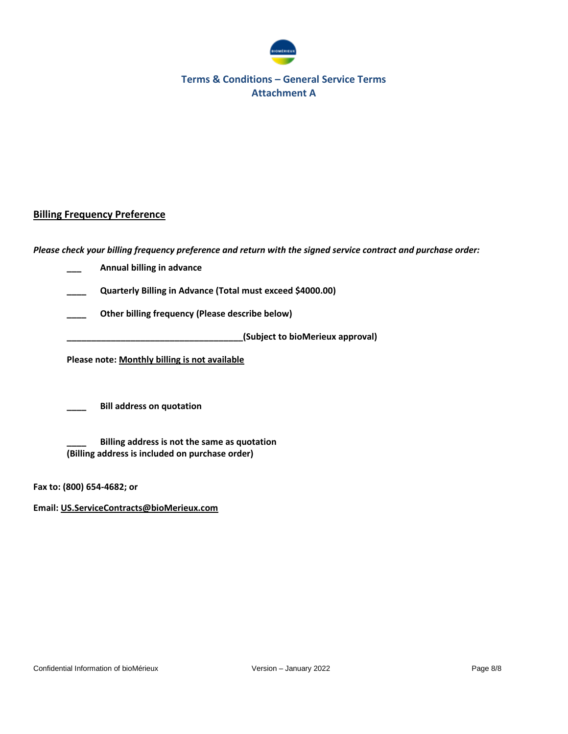# Terms & Conditions – General Service Terms
## Attachment A

**Billing Frequency Preference**

***Please check your billing frequency preference and return with the signed service contract and purchase order:***

___ **Annual billing in advance**

____ **Quarterly Billing in Advance (Total must exceed $4000.00)**

____ **Other billing frequency (Please describe below)**

_____________________________________**(Subject to bioMerieux approval)**

**Please note: Monthly billing is not available**

____ **Bill address on quotation**

____ **Billing address is not the same as quotation**
**(Billing address is included on purchase order)**

**Fax to: (800) 654-4682; or**

**Email: US.ServiceContracts@bioMerieux.com**

Confidential Information of bioMérieux — Version – January 2022